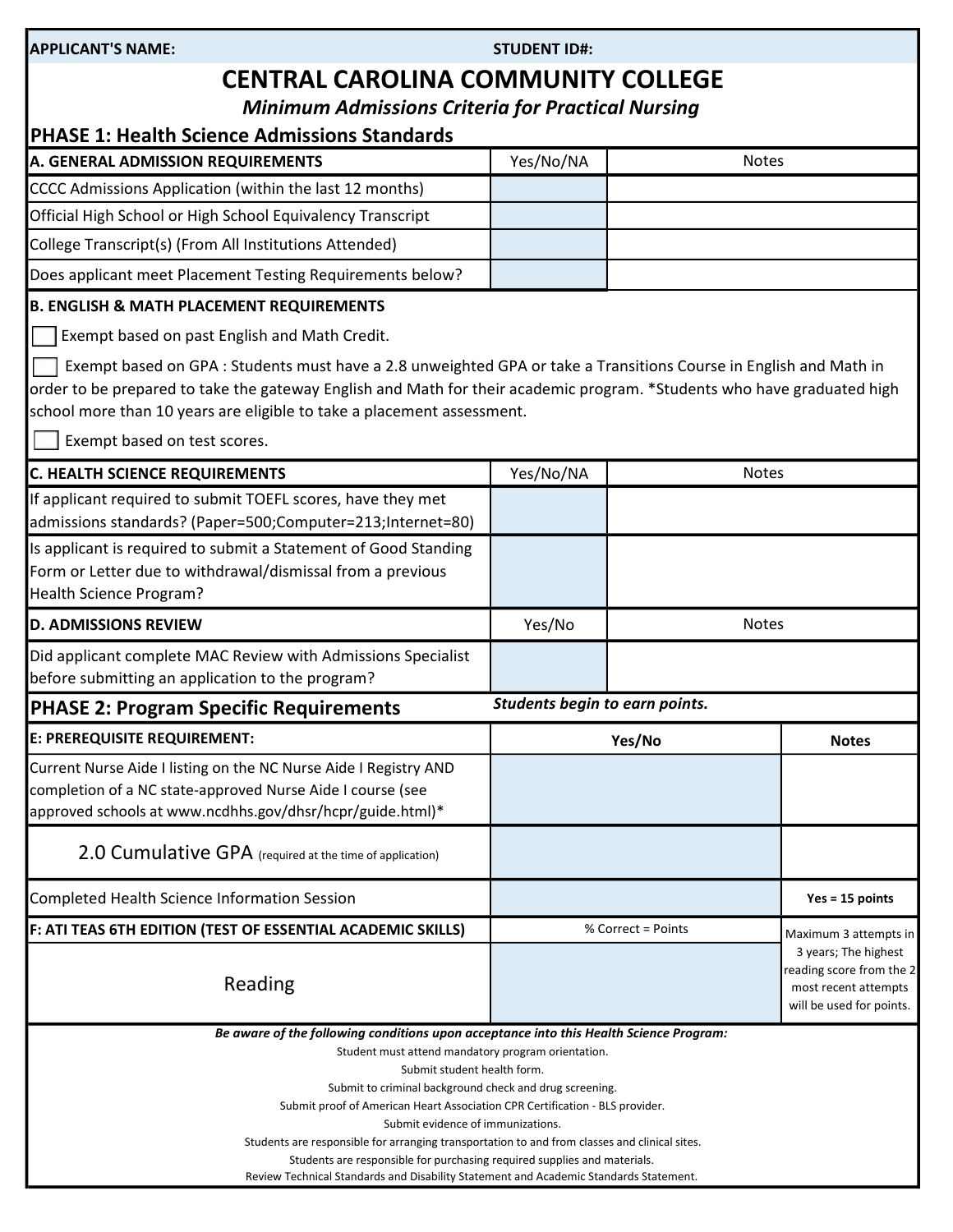**APPLICANT'S NAME:** **STUDENT ID#:**

# CENTRAL CAROLINA COMMUNITY COLLEGE

*Minimum Admissions Criteria for Practical Nursing*

## PHASE 1: Health Science Admissions Standards

| A. GENERAL ADMISSION REQUIREMENTS | Yes/No/NA | Notes |
|---|---|---|
| CCCC Admissions Application (within the last 12 months) | | |
| Official High School or High School Equivalency Transcript | | |
| College Transcript(s) (From All Institutions Attended) | | |
| Does applicant meet Placement Testing Requirements below? | | |

**B. ENGLISH & MATH PLACEMENT REQUIREMENTS**

☐ Exempt based on past English and Math Credit.

☐ Exempt based on GPA : Students must have a 2.8 unweighted GPA or take a Transitions Course in English and Math in order to be prepared to take the gateway English and Math for their academic program. *Students who have graduated high school more than 10 years are eligible to take a placement assessment.

☐ Exempt based on test scores.

| C. HEALTH SCIENCE REQUIREMENTS | Yes/No/NA | Notes |
|---|---|---|
| If applicant required to submit TOEFL scores, have they met admissions standards? (Paper=500;Computer=213;Internet=80) | | |
| Is applicant is required to submit a Statement of Good Standing Form or Letter due to withdrawal/dismissal from a previous Health Science Program? | | |

| D. ADMISSIONS REVIEW | Yes/No | Notes |
|---|---|---|
| Did applicant complete MAC Review with Admissions Specialist before submitting an application to the program? | | |

## PHASE 2: Program Specific Requirements

*Students begin to earn points.*

| E: PREREQUISITE REQUIREMENT: | Yes/No | Notes |
|---|---|---|
| Current Nurse Aide I listing on the NC Nurse Aide I Registry AND completion of a NC state-approved Nurse Aide I course (see approved schools at www.ncdhhs.gov/dhsr/hcpr/guide.html)* | | |
| 2.0 Cumulative GPA (required at the time of application) | | |
| Completed Health Science Information Session | | **Yes = 15 points** |

| F: ATI TEAS 6TH EDITION (TEST OF ESSENTIAL ACADEMIC SKILLS) | % Correct = Points | |
|---|---|---|
| Reading | | Maximum 3 attempts in 3 years; The highest reading score from the 2 most recent attempts will be used for points. |

***Be aware of the following conditions upon acceptance into this Health Science Program:***

Student must attend mandatory program orientation.

Submit student health form.

Submit to criminal background check and drug screening.

Submit proof of American Heart Association CPR Certification - BLS provider.

Submit evidence of immunizations.

Students are responsible for arranging transportation to and from classes and clinical sites.

Students are responsible for purchasing required supplies and materials.

Review Technical Standards and Disability Statement and Academic Standards Statement.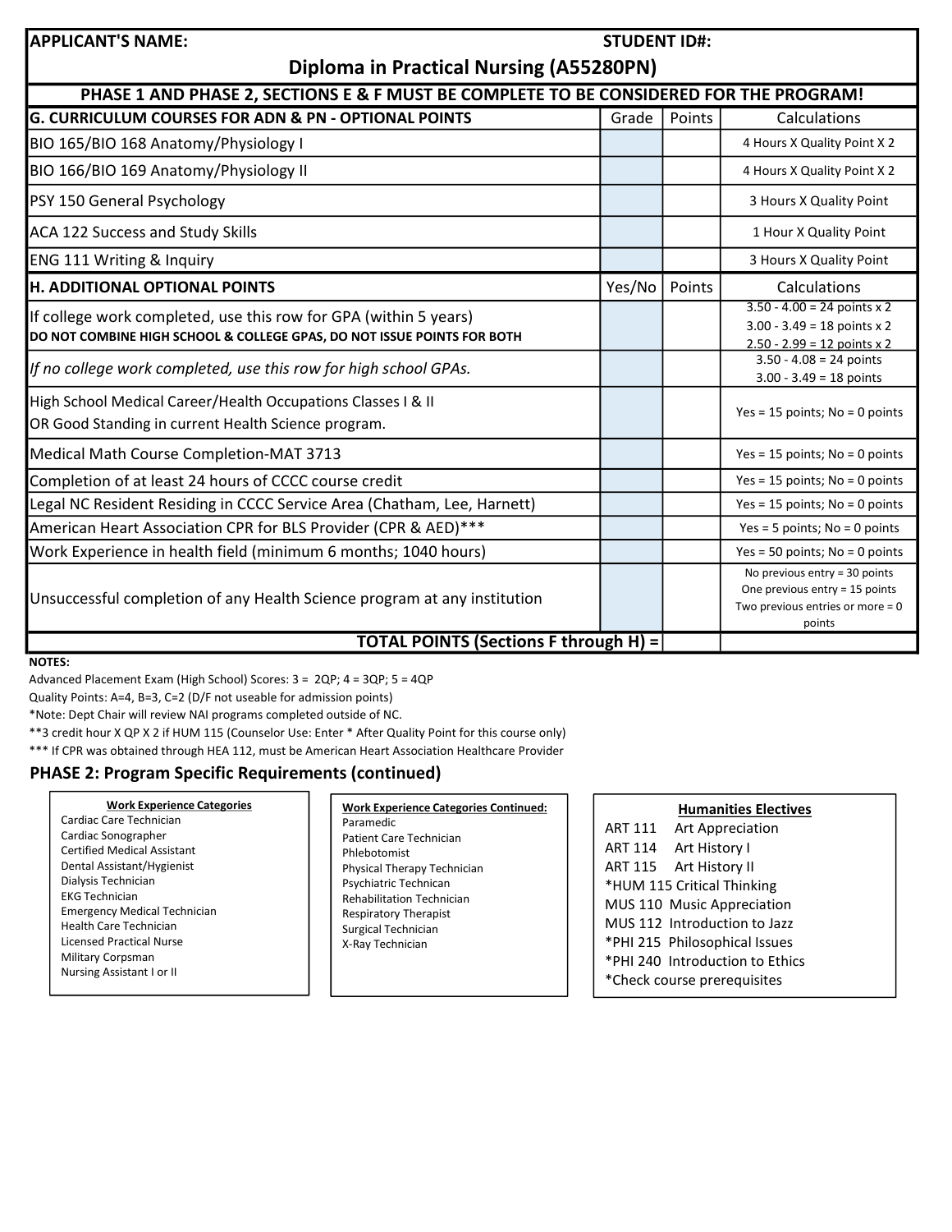| APPLICANT'S NAME: | | STUDENT ID#: | |
|---|---|---|---|
| **Diploma in Practical Nursing (A55280PN)** | | | |
| **PHASE 1 AND PHASE 2, SECTIONS E & F MUST BE COMPLETE TO BE CONSIDERED FOR THE PROGRAM!** | | | |
| **G. CURRICULUM COURSES FOR ADN & PN - OPTIONAL POINTS** | Grade | Points | Calculations |
| BIO 165/BIO 168 Anatomy/Physiology I | | | 4 Hours X Quality Point X 2 |
| BIO 166/BIO 169 Anatomy/Physiology II | | | 4 Hours X Quality Point X 2 |
| PSY 150 General Psychology | | | 3 Hours X Quality Point |
| ACA 122 Success and Study Skills | | | 1 Hour X Quality Point |
| ENG 111 Writing & Inquiry | | | 3 Hours X Quality Point |
| **H. ADDITIONAL OPTIONAL POINTS** | Yes/No | Points | Calculations |
| If college work completed, use this row for GPA (within 5 years) **DO NOT COMBINE HIGH SCHOOL & COLLEGE GPAS, DO NOT ISSUE POINTS FOR BOTH** | | | 3.50 - 4.00 = 24 points x 2<br>3.00 - 3.49 = 18 points x 2<br>2.50 - 2.99 = 12 points x 2 |
| *If no college work completed, use this row for high school GPAs.* | | | 3.50 - 4.08 = 24 points<br>3.00 - 3.49 = 18 points |
| High School Medical Career/Health Occupations Classes I & II OR Good Standing in current Health Science program. | | | Yes = 15 points; No = 0 points |
| Medical Math Course Completion-MAT 3713 | | | Yes = 15 points; No = 0 points |
| Completion of at least 24 hours of CCCC course credit | | | Yes = 15 points; No = 0 points |
| Legal NC Resident Residing in CCCC Service Area (Chatham, Lee, Harnett) | | | Yes = 15 points; No = 0 points |
| American Heart Association CPR for BLS Provider (CPR & AED)*** | | | Yes = 5 points; No = 0 points |
| Work Experience in health field (minimum 6 months; 1040 hours) | | | Yes = 50 points; No = 0 points |
| Unsuccessful completion of any Health Science program at any institution | | | No previous entry = 30 points<br>One previous entry = 15 points<br>Two previous entries or more = 0 points |
| **TOTAL POINTS (Sections F through H) =** | | | |

**NOTES:**

Advanced Placement Exam (High School) Scores: 3 = 2QP; 4 = 3QP; 5 = 4QP

Quality Points: A=4, B=3, C=2 (D/F not useable for admission points)

*Note: Dept Chair will review NAI programs completed outside of NC.

**3 credit hour X QP X 2 if HUM 115 (Counselor Use: Enter * After Quality Point for this course only)

*** If CPR was obtained through HEA 112, must be American Heart Association Healthcare Provider

## PHASE 2: Program Specific Requirements (continued)

**Work Experience Categories**

- Cardiac Care Technician
- Cardiac Sonographer
- Certified Medical Assistant
- Dental Assistant/Hygienist
- Dialysis Technician
- EKG Technician
- Emergency Medical Technician
- Health Care Technician
- Licensed Practical Nurse
- Military Corpsman
- Nursing Assistant I or II

**Work Experience Categories Continued:**

- Paramedic
- Patient Care Technician
- Phlebotomist
- Physical Therapy Technician
- Psychiatric Technician
- Rehabilitation Technician
- Respiratory Therapist
- Surgical Technician
- X-Ray Technician

**Humanities Electives**

- ART 111 Art Appreciation
- ART 114 Art History I
- ART 115 Art History II
- *HUM 115 Critical Thinking
- MUS 110 Music Appreciation
- MUS 112 Introduction to Jazz
- *PHI 215 Philosophical Issues
- *PHI 240 Introduction to Ethics

*Check course prerequisites